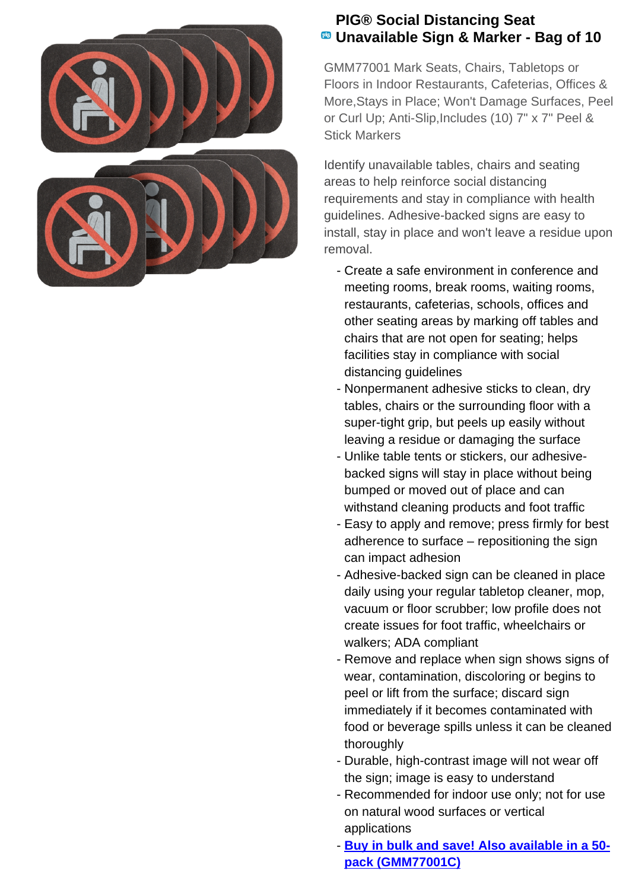# PIG® Social Distancing Seat Unavailable Sign & Marker - Bag of 10

GMM77001 Mark Seats, Chairs, Tabletops or Floors in Indoor Restaurants, Cafeterias, Offices & More,Stays in Place; Won't Damage Surfaces, Peel or Curl Up; Anti-Slip,Includes (10) 7" x 7" Peel & Stick Markers

Identify unavailable tables, chairs and seating areas to help reinforce social distancing requirements and stay in compliance with health guidelines. Adhesive-backed signs are easy to install, stay in place and won't leave a residue upon removal.

- Create a safe environment in conference and meeting rooms, break rooms, waiting rooms, restaurants, cafeterias, schools, offices and other seating areas by marking off tables and chairs that are not open for seating; helps facilities stay in compliance with social distancing guidelines
- Nonpermanent adhesive sticks to clean, dry tables, chairs or the surrounding floor with a super-tight grip, but peels up easily without leaving a residue or damaging the surface
- Unlike table tents or stickers, our adhesive-backed signs will stay in place without being bumped or moved out of place and can withstand cleaning products and foot traffic
- Easy to apply and remove; press firmly for best adherence to surface – repositioning the sign can impact adhesion
- Adhesive-backed sign can be cleaned in place daily using your regular tabletop cleaner, mop, vacuum or floor scrubber; low profile does not create issues for foot traffic, wheelchairs or walkers; ADA compliant
- Remove and replace when sign shows signs of wear, contamination, discoloring or begins to peel or lift from the surface; discard sign immediately if it becomes contaminated with food or beverage spills unless it can be cleaned thoroughly
- Durable, high-contrast image will not wear off the sign; image is easy to understand
- Recommended for indoor use only; not for use on natural wood surfaces or vertical applications
- **Buy in bulk and save! Also available in a 50-pack (GMM77001C)**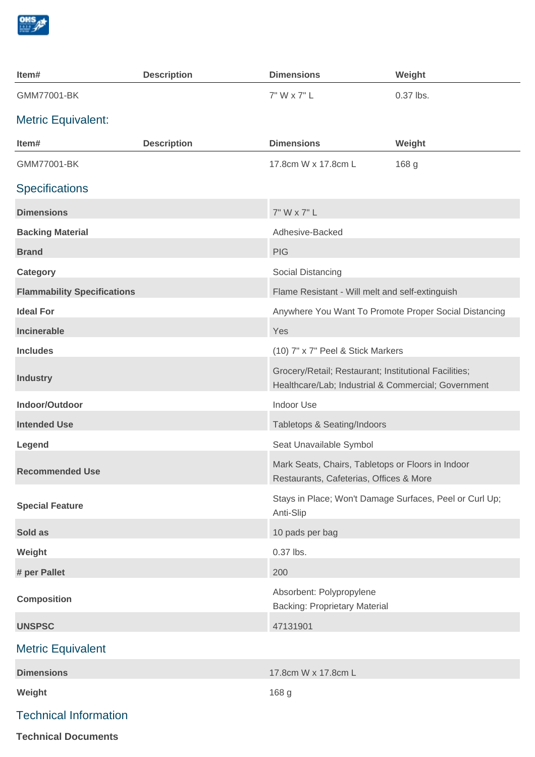| Item# | Description | Dimensions | Weight |
|---|---|---|---|
| GMM77001-BK | | 7" W x 7" L | 0.37 lbs. |

## Metric Equivalent:

| Item# | Description | Dimensions | Weight |
|---|---|---|---|
| GMM77001-BK | | 17.8cm W x 17.8cm L | 168 g |

## Specifications

| | |
|---|---|
| **Dimensions** | 7" W x 7" L |
| **Backing Material** | Adhesive-Backed |
| **Brand** | PIG |
| **Category** | Social Distancing |
| **Flammability Specifications** | Flame Resistant - Will melt and self-extinguish |
| **Ideal For** | Anywhere You Want To Promote Proper Social Distancing |
| **Incinerable** | Yes |
| **Includes** | (10) 7" x 7" Peel & Stick Markers |
| **Industry** | Grocery/Retail; Restaurant; Institutional Facilities; Healthcare/Lab; Industrial & Commercial; Government |
| **Indoor/Outdoor** | Indoor Use |
| **Intended Use** | Tabletops & Seating/Indoors |
| **Legend** | Seat Unavailable Symbol |
| **Recommended Use** | Mark Seats, Chairs, Tabletops or Floors in Indoor Restaurants, Cafeterias, Offices & More |
| **Special Feature** | Stays in Place; Won't Damage Surfaces, Peel or Curl Up; Anti-Slip |
| **Sold as** | 10 pads per bag |
| **Weight** | 0.37 lbs. |
| **# per Pallet** | 200 |
| **Composition** | Absorbent: Polypropylene<br>Backing: Proprietary Material |
| **UNSPSC** | 47131901 |

## Metric Equivalent

| | |
|---|---|
| **Dimensions** | 17.8cm W x 17.8cm L |
| **Weight** | 168 g |

## Technical Information

**Technical Documents**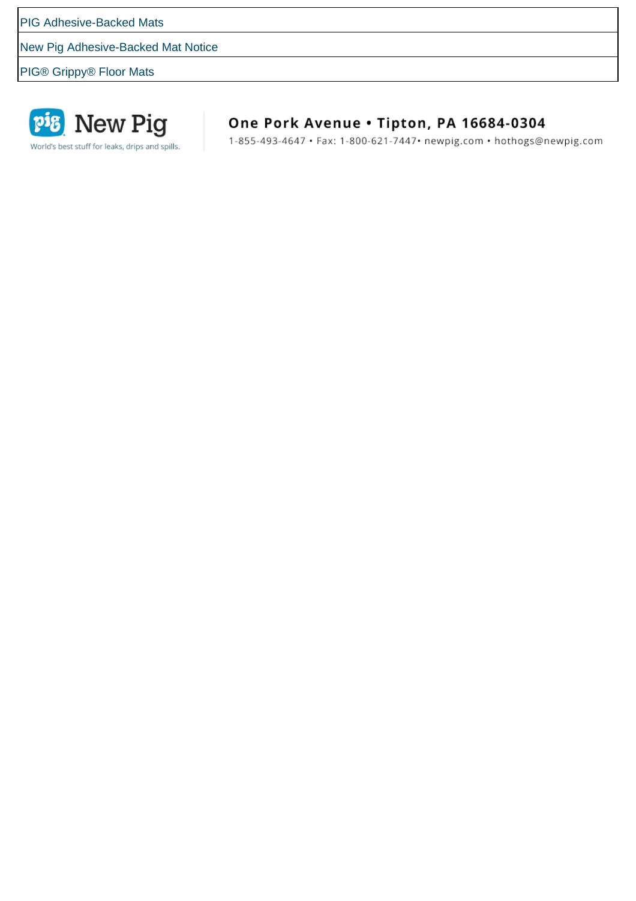| |
|---|
| PIG Adhesive-Backed Mats |
| New Pig Adhesive-Backed Mat Notice |
| PIG® Grippy® Floor Mats |

New Pig
World's best stuff for leaks, drips and spills.

**One Pork Avenue • Tipton, PA 16684-0304**

1-855-493-4647 • Fax: 1-800-621-7447• newpig.com • hothogs@newpig.com